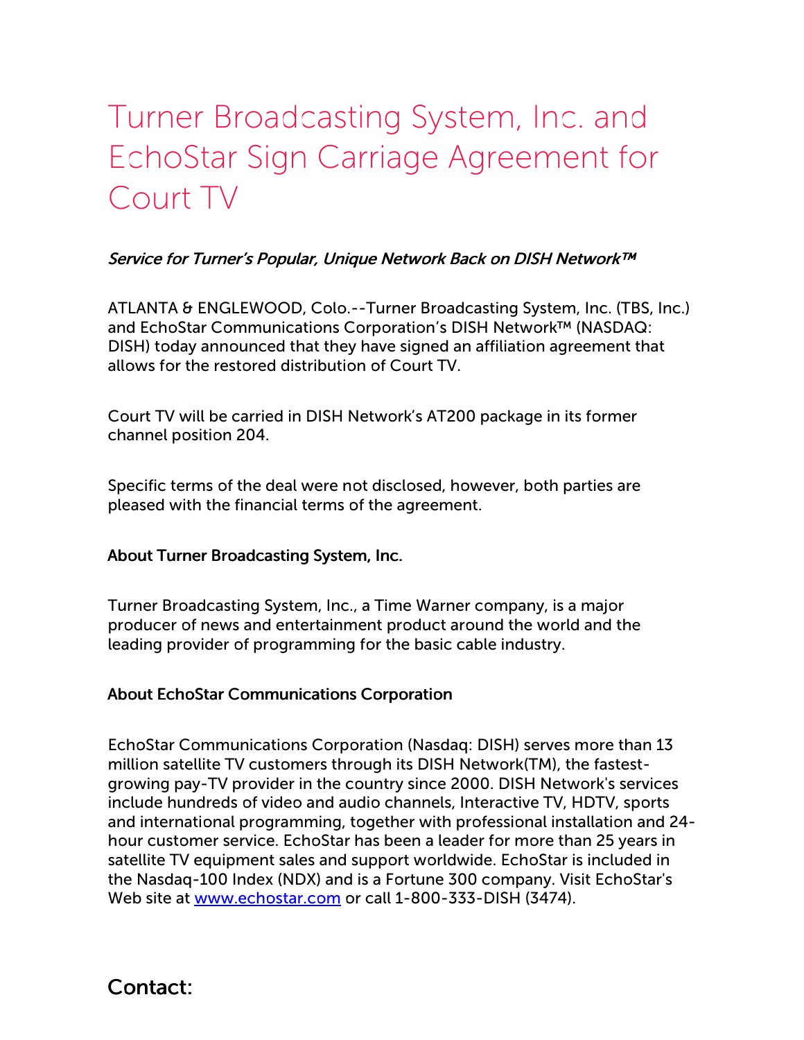# Turner Broadcasting System, Inc. and EchoStar Sign Carriage Agreement for Court TV

*Service for Turner's Popular, Unique Network Back on DISH Network™*

ATLANTA & ENGLEWOOD, Colo.--Turner Broadcasting System, Inc. (TBS, Inc.) and EchoStar Communications Corporation's DISH Network™ (NASDAQ: DISH) today announced that they have signed an affiliation agreement that allows for the restored distribution of Court TV.

Court TV will be carried in DISH Network's AT200 package in its former channel position 204.

Specific terms of the deal were not disclosed, however, both parties are pleased with the financial terms of the agreement.

**About Turner Broadcasting System, Inc.**

Turner Broadcasting System, Inc., a Time Warner company, is a major producer of news and entertainment product around the world and the leading provider of programming for the basic cable industry.

**About EchoStar Communications Corporation**

EchoStar Communications Corporation (Nasdaq: DISH) serves more than 13 million satellite TV customers through its DISH Network(TM), the fastest-growing pay-TV provider in the country since 2000. DISH Network's services include hundreds of video and audio channels, Interactive TV, HDTV, sports and international programming, together with professional installation and 24-hour customer service. EchoStar has been a leader for more than 25 years in satellite TV equipment sales and support worldwide. EchoStar is included in the Nasdaq-100 Index (NDX) and is a Fortune 300 company. Visit EchoStar's Web site at [www.echostar.com](http://www.echostar.com) or call 1-800-333-DISH (3474).

## Contact: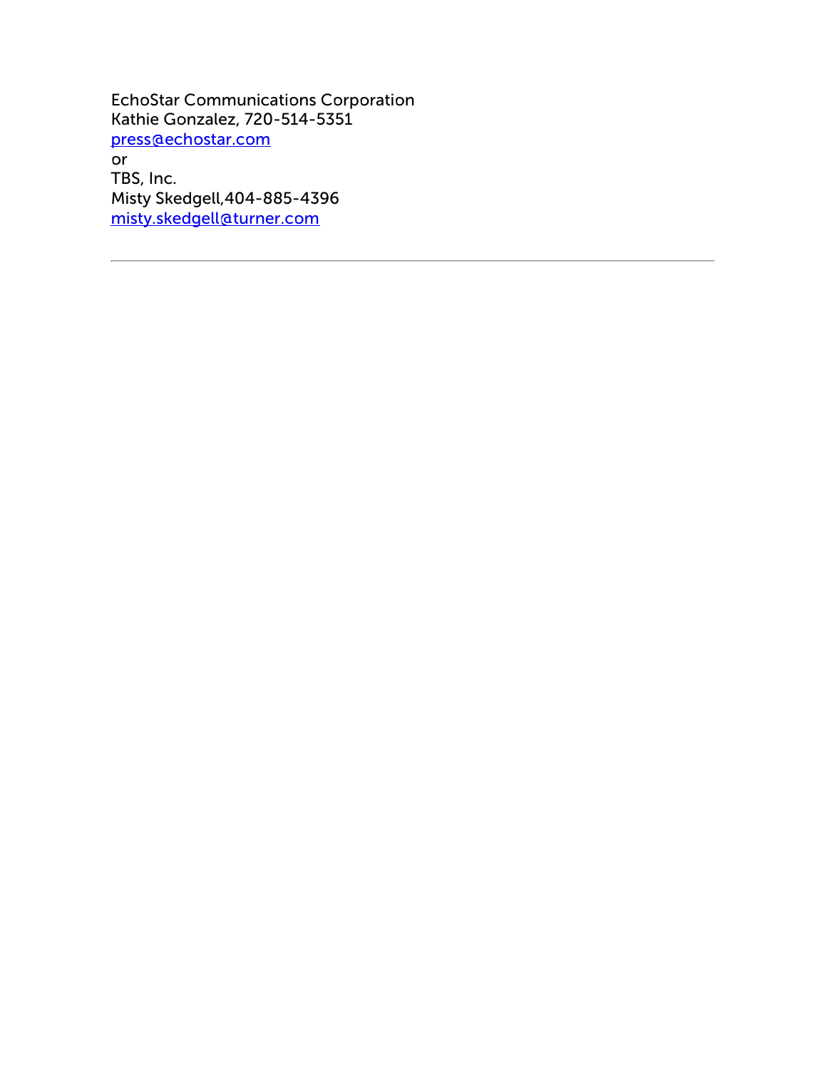EchoStar Communications Corporation
Kathie Gonzalez, 720-514-5351
[press@echostar.com](mailto:press@echostar.com)
or
TBS, Inc.
Misty Skedgell,404-885-4396
[misty.skedgell@turner.com](mailto:misty.skedgell@turner.com)

---